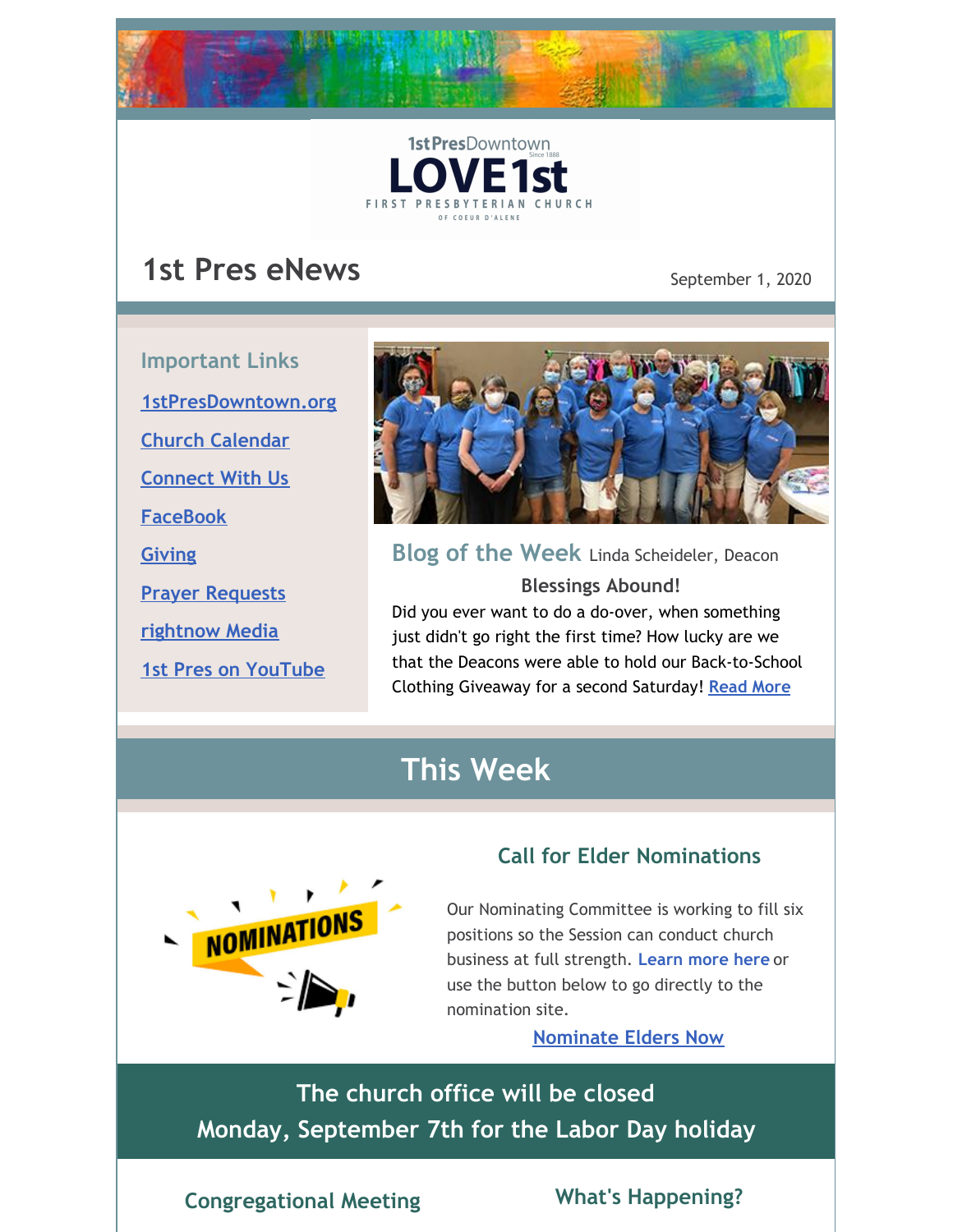1st Pres Downtown
LOVE 1st
Since 1888
FIRST PRESBYTERIAN CHURCH
OF COEUR D'ALENE

# 1st Pres eNews

September 1, 2020

## Important Links

1stPresDowntown.org

Church Calendar

Connect With Us

FaceBook

Giving

Prayer Requests

rightnow Media

1st Pres on YouTube

## Blog of the Week Linda Scheideler, Deacon

**Blessings Abound!**

Did you ever want to do a do-over, when something just didn't go right the first time? How lucky are we that the Deacons were able to hold our Back-to-School Clothing Giveaway for a second Saturday! Read More

# This Week

### Call for Elder Nominations

Our Nominating Committee is working to fill six positions so the Session can conduct church business at full strength. **Learn more here** or use the button below to go directly to the nomination site.

Nominate Elders Now

**The church office will be closed**
**Monday, September 7th for the Labor Day holiday**

### Congregational Meeting

### What's Happening?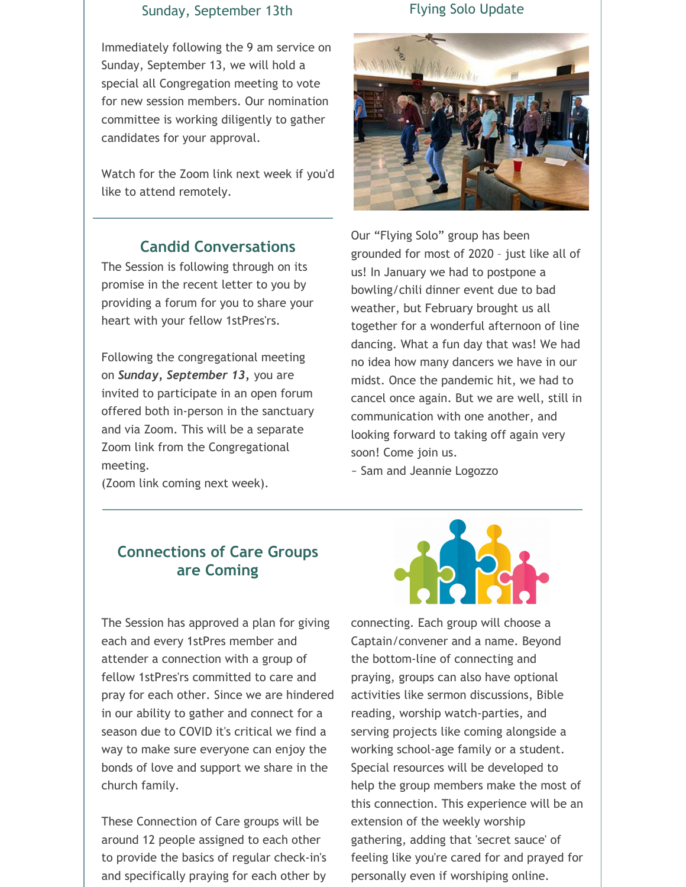## Sunday, September 13th

Immediately following the 9 am service on Sunday, September 13, we will hold a special all Congregation meeting to vote for new session members. Our nomination committee is working diligently to gather candidates for your approval.

Watch for the Zoom link next week if you'd like to attend remotely.

## Candid Conversations

The Session is following through on its promise in the recent letter to you by providing a forum for you to share your heart with your fellow 1stPres'rs.

Following the congregational meeting on ***Sunday, September 13***, you are invited to participate in an open forum offered both in-person in the sanctuary and via Zoom. This will be a separate Zoom link from the Congregational meeting.
(Zoom link coming next week).

## Flying Solo Update

Our "Flying Solo" group has been grounded for most of 2020 – just like all of us! In January we had to postpone a bowling/chili dinner event due to bad weather, but February brought us all together for a wonderful afternoon of line dancing. What a fun day that was! We had no idea how many dancers we have in our midst. Once the pandemic hit, we had to cancel once again. But we are well, still in communication with one another, and looking forward to taking off again very soon! Come join us.
~ Sam and Jeannie Logozzo

## Connections of Care Groups are Coming

The Session has approved a plan for giving each and every 1stPres member and attender a connection with a group of fellow 1stPres'rs committed to care and pray for each other. Since we are hindered in our ability to gather and connect for a season due to COVID it's critical we find a way to make sure everyone can enjoy the bonds of love and support we share in the church family.

These Connection of Care groups will be around 12 people assigned to each other to provide the basics of regular check-in's and specifically praying for each other by connecting. Each group will choose a Captain/convener and a name. Beyond the bottom-line of connecting and praying, groups can also have optional activities like sermon discussions, Bible reading, worship watch-parties, and serving projects like coming alongside a working school-age family or a student. Special resources will be developed to help the group members make the most of this connection. This experience will be an extension of the weekly worship gathering, adding that 'secret sauce' of feeling like you're cared for and prayed for personally even if worshiping online.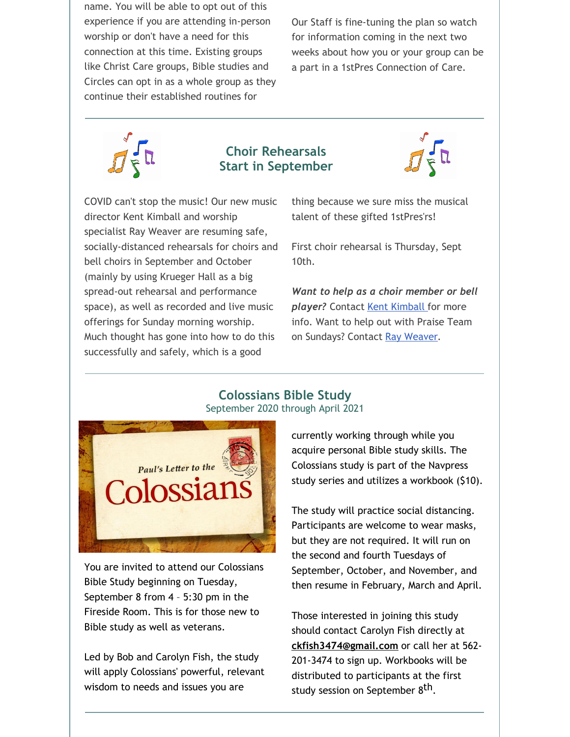name. You will be able to opt out of this experience if you are attending in-person worship or don't have a need for this connection at this time. Existing groups like Christ Care groups, Bible studies and Circles can opt in as a whole group as they continue their established routines for

Our Staff is fine-tuning the plan so watch for information coming in the next two weeks about how you or your group can be a part in a 1stPres Connection of Care.

## Choir Rehearsals Start in September

COVID can't stop the music! Our new music director Kent Kimball and worship specialist Ray Weaver are resuming safe, socially-distanced rehearsals for choirs and bell choirs in September and October (mainly by using Krueger Hall as a big spread-out rehearsal and performance space), as well as recorded and live music offerings for Sunday morning worship. Much thought has gone into how to do this successfully and safely, which is a good thing because we sure miss the musical talent of these gifted 1stPres'rs!

First choir rehearsal is Thursday, Sept 10th.

***Want to help as a choir member or bell player?*** Contact Kent Kimball for more info. Want to help out with Praise Team on Sundays? Contact Ray Weaver.

## Colossians Bible Study

September 2020 through April 2021

You are invited to attend our Colossians Bible Study beginning on Tuesday, September 8 from 4 – 5:30 pm in the Fireside Room. This is for those new to Bible study as well as veterans.

Led by Bob and Carolyn Fish, the study will apply Colossians' powerful, relevant wisdom to needs and issues you are currently working through while you acquire personal Bible study skills. The Colossians study is part of the Navpress study series and utilizes a workbook ($10).

The study will practice social distancing. Participants are welcome to wear masks, but they are not required. It will run on the second and fourth Tuesdays of September, October, and November, and then resume in February, March and April.

Those interested in joining this study should contact Carolyn Fish directly at **ckfish3474@gmail.com** or call her at 562-201-3474 to sign up. Workbooks will be distributed to participants at the first study session on September 8th.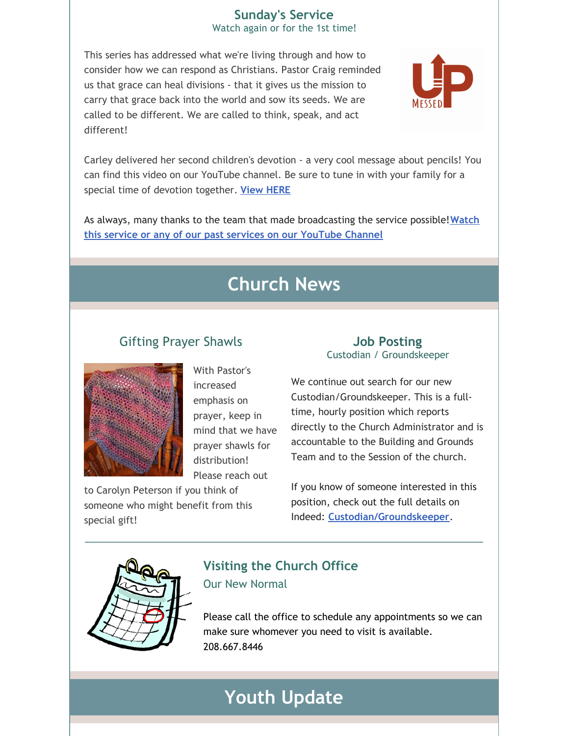## Sunday's Service

Watch again or for the 1st time!

This series has addressed what we're living through and how to consider how we can respond as Christians. Pastor Craig reminded us that grace can heal divisions - that it gives us the mission to carry that grace back into the world and sow its seeds. We are called to be different. We are called to think, speak, and act different!

Carley delivered her second children's devotion - a very cool message about pencils! You can find this video on our YouTube channel. Be sure to tune in with your family for a special time of devotion together. **View HERE**

As always, many thanks to the team that made broadcasting the service possible! **Watch this service or any of our past services on our YouTube Channel**

# Church News

## Gifting Prayer Shawls

With Pastor's increased emphasis on prayer, keep in mind that we have prayer shawls for distribution! Please reach out to Carolyn Peterson if you think of someone who might benefit from this special gift!

## Job Posting

Custodian / Groundskeeper

We continue out search for our new Custodian/Groundskeeper. This is a full-time, hourly position which reports directly to the Church Administrator and is accountable to the Building and Grounds Team and to the Session of the church.

If you know of someone interested in this position, check out the full details on Indeed: **Custodian/Groundskeeper**.

## Visiting the Church Office

Our New Normal

Please call the office to schedule any appointments so we can make sure whomever you need to visit is available.
208.667.8446

# Youth Update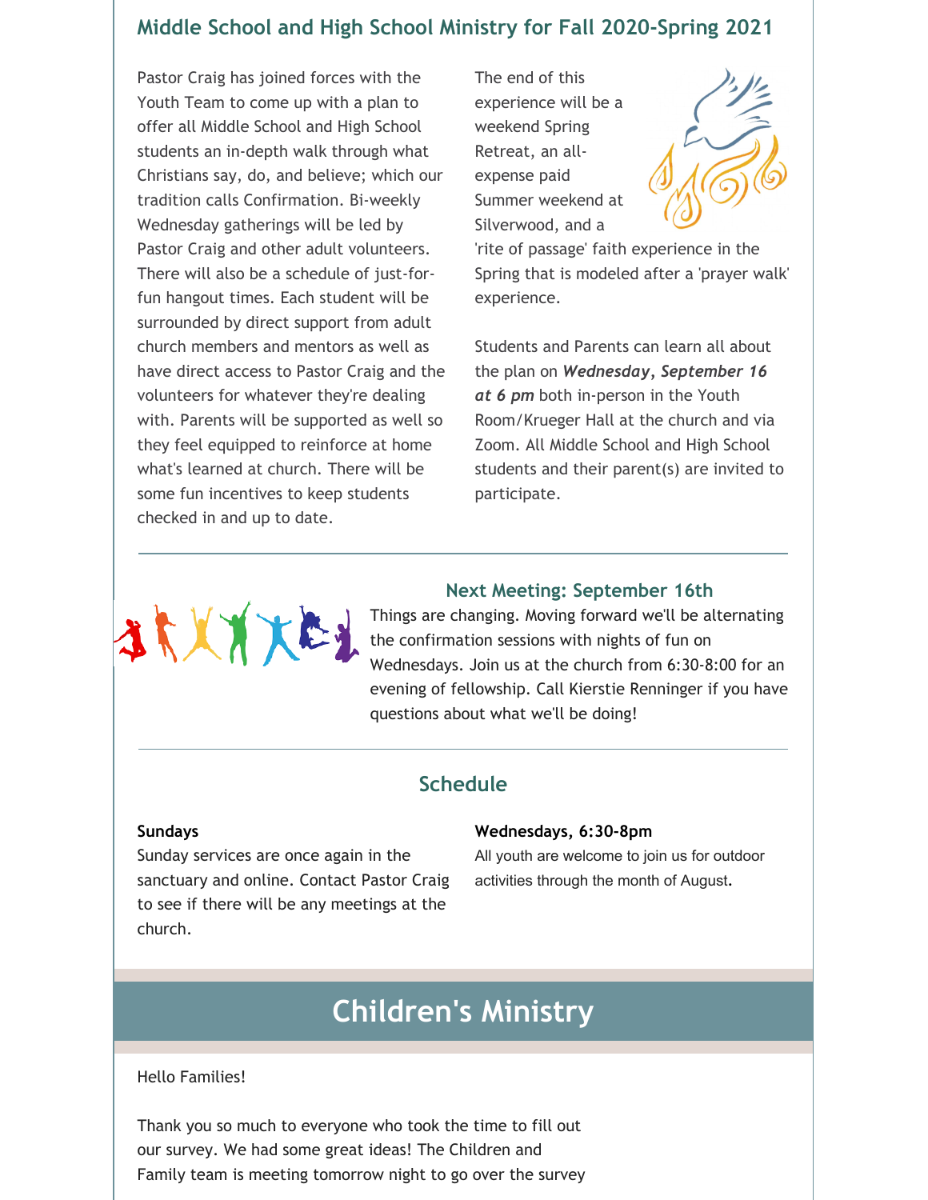## Middle School and High School Ministry for Fall 2020-Spring 2021

Pastor Craig has joined forces with the Youth Team to come up with a plan to offer all Middle School and High School students an in-depth walk through what Christians say, do, and believe; which our tradition calls Confirmation. Bi-weekly Wednesday gatherings will be led by Pastor Craig and other adult volunteers. There will also be a schedule of just-for-fun hangout times. Each student will be surrounded by direct support from adult church members and mentors as well as have direct access to Pastor Craig and the volunteers for whatever they're dealing with. Parents will be supported as well so they feel equipped to reinforce at home what's learned at church. There will be some fun incentives to keep students checked in and up to date.

The end of this experience will be a weekend Spring Retreat, an all-expense paid Summer weekend at Silverwood, and a 'rite of passage' faith experience in the Spring that is modeled after a 'prayer walk' experience.

Students and Parents can learn all about the plan on ***Wednesday, September 16 at 6 pm*** both in-person in the Youth Room/Krueger Hall at the church and via Zoom. All Middle School and High School students and their parent(s) are invited to participate.

### Next Meeting: September 16th

Things are changing. Moving forward we'll be alternating the confirmation sessions with nights of fun on Wednesdays. Join us at the church from 6:30-8:00 for an evening of fellowship. Call Kierstie Renninger if you have questions about what we'll be doing!

### Schedule

**Sundays**
Sunday services are once again in the sanctuary and online. Contact Pastor Craig to see if there will be any meetings at the church.

**Wednesdays, 6:30-8pm**
All youth are welcome to join us for outdoor activities through the month of August.

# Children's Ministry

Hello Families!

Thank you so much to everyone who took the time to fill out our survey. We had some great ideas! The Children and Family team is meeting tomorrow night to go over the survey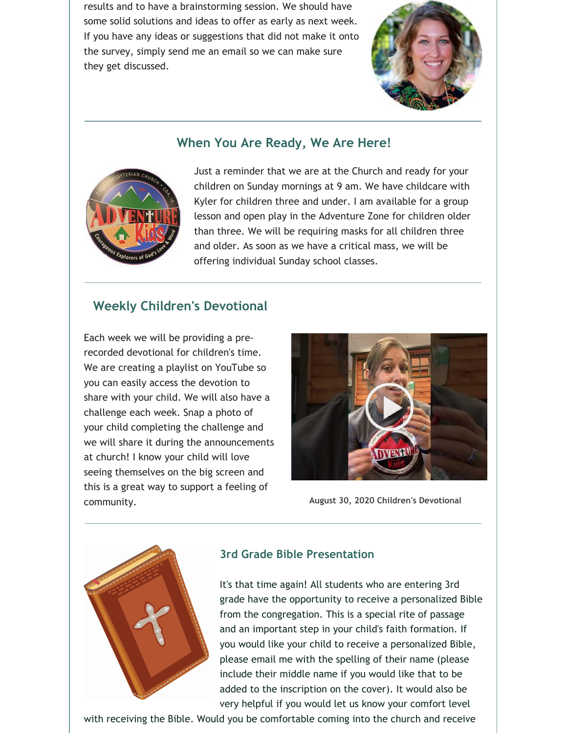results and to have a brainstorming session. We should have some solid solutions and ideas to offer as early as next week. If you have any ideas or suggestions that did not make it onto the survey, simply send me an email so we can make sure they get discussed.

---

## When You Are Ready, We Are Here!

Just a reminder that we are at the Church and ready for your children on Sunday mornings at 9 am. We have childcare with Kyler for children three and under. I am available for a group lesson and open play in the Adventure Zone for children older than three. We will be requiring masks for all children three and older. As soon as we have a critical mass, we will be offering individual Sunday school classes.

---

## Weekly Children's Devotional

Each week we will be providing a pre-recorded devotional for children's time. We are creating a playlist on YouTube so you can easily access the devotion to share with your child. We will also have a challenge each week. Snap a photo of your child completing the challenge and we will share it during the announcements at church! I know your child will love seeing themselves on the big screen and this is a great way to support a feeling of community.

**August 30, 2020 Children's Devotional**

---

## 3rd Grade Bible Presentation

It's that time again! All students who are entering 3rd grade have the opportunity to receive a personalized Bible from the congregation. This is a special rite of passage and an important step in your child's faith formation. If you would like your child to receive a personalized Bible, please email me with the spelling of their name (please include their middle name if you would like that to be added to the inscription on the cover). It would also be very helpful if you would let us know your comfort level with receiving the Bible. Would you be comfortable coming into the church and receive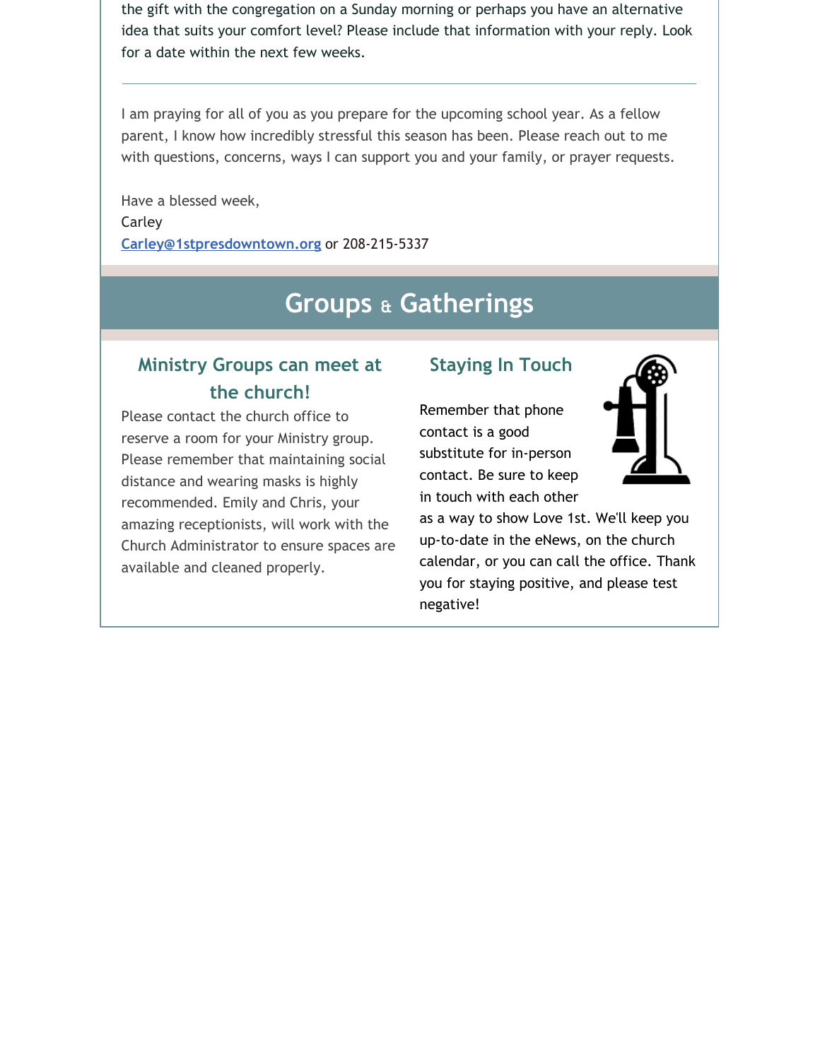the gift with the congregation on a Sunday morning or perhaps you have an alternative idea that suits your comfort level? Please include that information with your reply. Look for a date within the next few weeks.

---

I am praying for all of you as you prepare for the upcoming school year. As a fellow parent, I know how incredibly stressful this season has been. Please reach out to me with questions, concerns, ways I can support you and your family, or prayer requests.

Have a blessed week,
Carley
Carley@1stpresdowntown.org or 208-215-5337

# Groups & Gatherings

### Ministry Groups can meet at the church!

Please contact the church office to reserve a room for your Ministry group. Please remember that maintaining social distance and wearing masks is highly recommended. Emily and Chris, your amazing receptionists, will work with the Church Administrator to ensure spaces are available and cleaned properly.

### Staying In Touch

Remember that phone contact is a good substitute for in-person contact. Be sure to keep in touch with each other as a way to show Love 1st. We'll keep you up-to-date in the eNews, on the church calendar, or you can call the office. Thank you for staying positive, and please test negative!